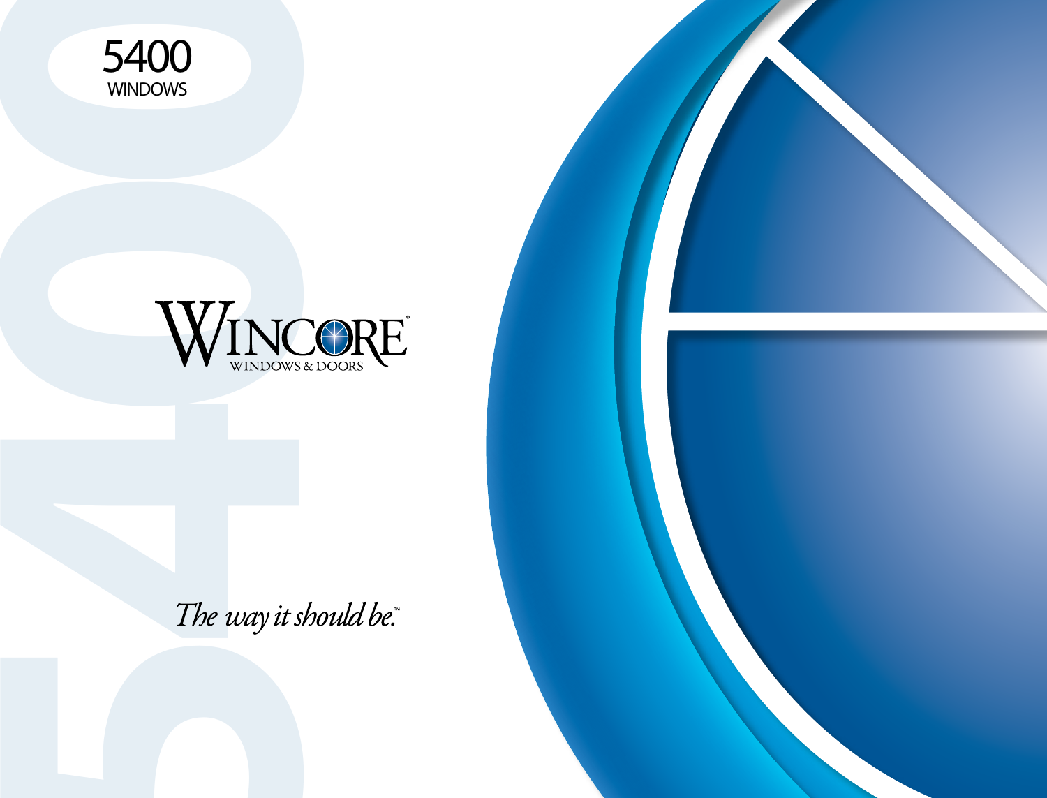# 5400
WINDOWS

**WINCORE®**
WINDOWS & DOORS

*The way it should be.™*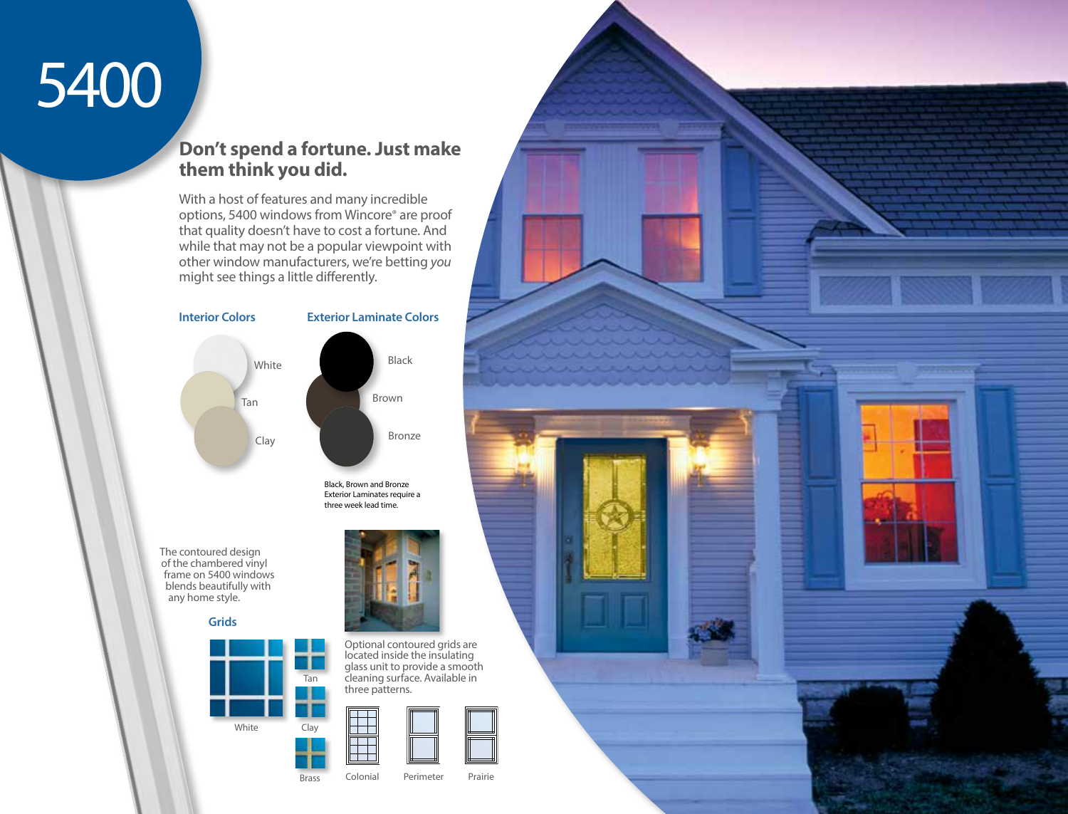# 5400

## Don't spend a fortune. Just make them think you did.

With a host of features and many incredible options, 5400 windows from Wincore® are proof that quality doesn't have to cost a fortune. And while that may not be a popular viewpoint with other window manufacturers, we're betting *you* might see things a little differently.

### Interior Colors

- White
- Tan
- Clay

### Exterior Laminate Colors

- Black
- Brown
- Bronze

Black, Brown and Bronze Exterior Laminates require a three week lead time.

The contoured design of the chambered vinyl frame on 5400 windows blends beautifully with any home style.

### Grids

- White
- Tan
- Clay
- Brass

Optional contoured grids are located inside the insulating glass unit to provide a smooth cleaning surface. Available in three patterns.

- Colonial
- Perimeter
- Prairie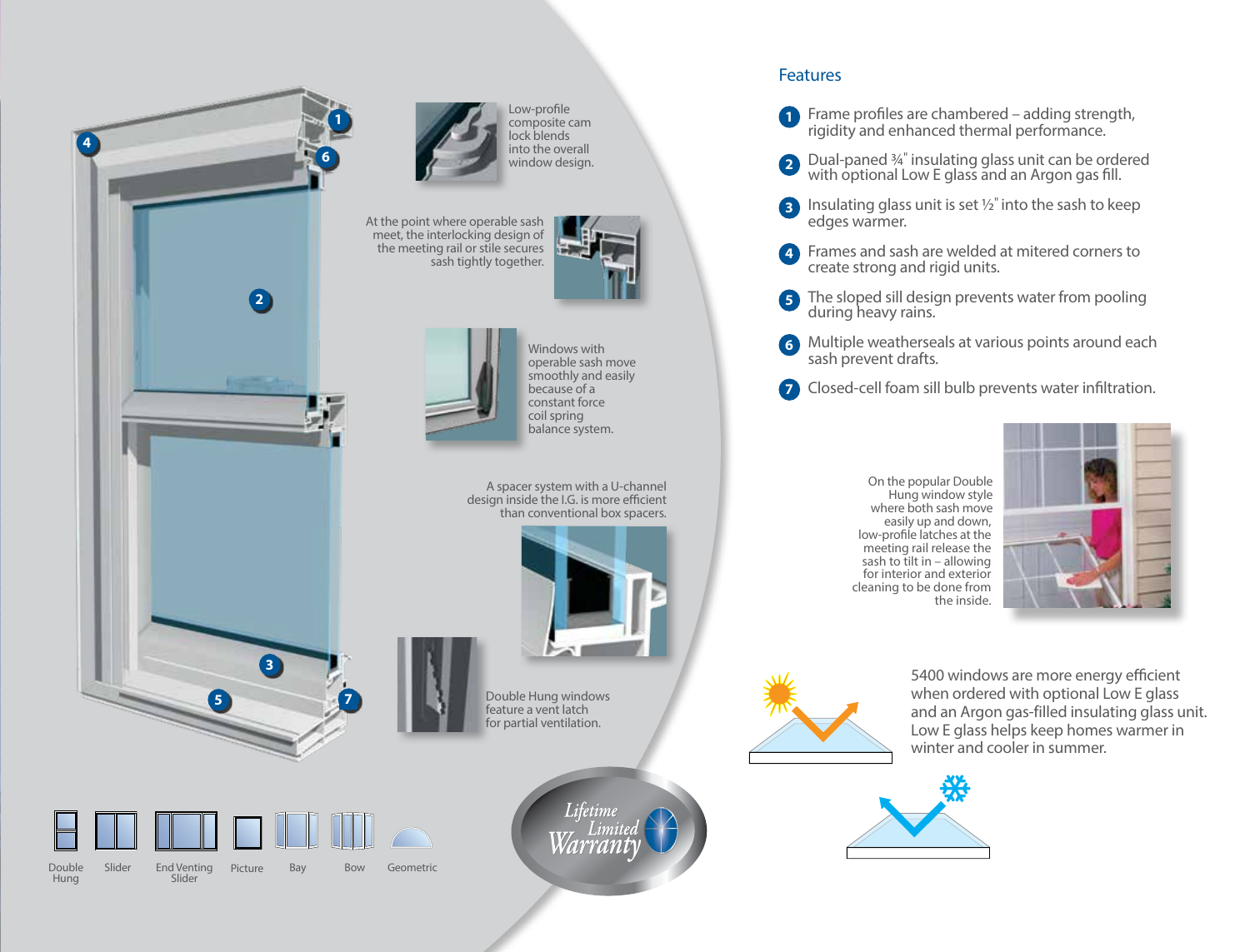Low-profile composite cam lock blends into the overall window design.

At the point where operable sash meet, the interlocking design of the meeting rail or stile secures sash tightly together.

Windows with operable sash move smoothly and easily because of a constant force coil spring balance system.

A spacer system with a U-channel design inside the I.G. is more efficient than conventional box spacers.

Double Hung windows feature a vent latch for partial ventilation.

Double Hung | Slider | End Venting Slider | Picture | Bay | Bow | Geometric

Lifetime Limited Warranty

## Features

1. Frame profiles are chambered – adding strength, rigidity and enhanced thermal performance.
2. Dual-paned ¾" insulating glass unit can be ordered with optional Low E glass and an Argon gas fill.
3. Insulating glass unit is set ½" into the sash to keep edges warmer.
4. Frames and sash are welded at mitered corners to create strong and rigid units.
5. The sloped sill design prevents water from pooling during heavy rains.
6. Multiple weatherseals at various points around each sash prevent drafts.
7. Closed-cell foam sill bulb prevents water infiltration.

On the popular Double Hung window style where both sash move easily up and down, low-profile latches at the meeting rail release the sash to tilt in – allowing for interior and exterior cleaning to be done from the inside.

5400 windows are more energy efficient when ordered with optional Low E glass and an Argon gas-filled insulating glass unit. Low E glass helps keep homes warmer in winter and cooler in summer.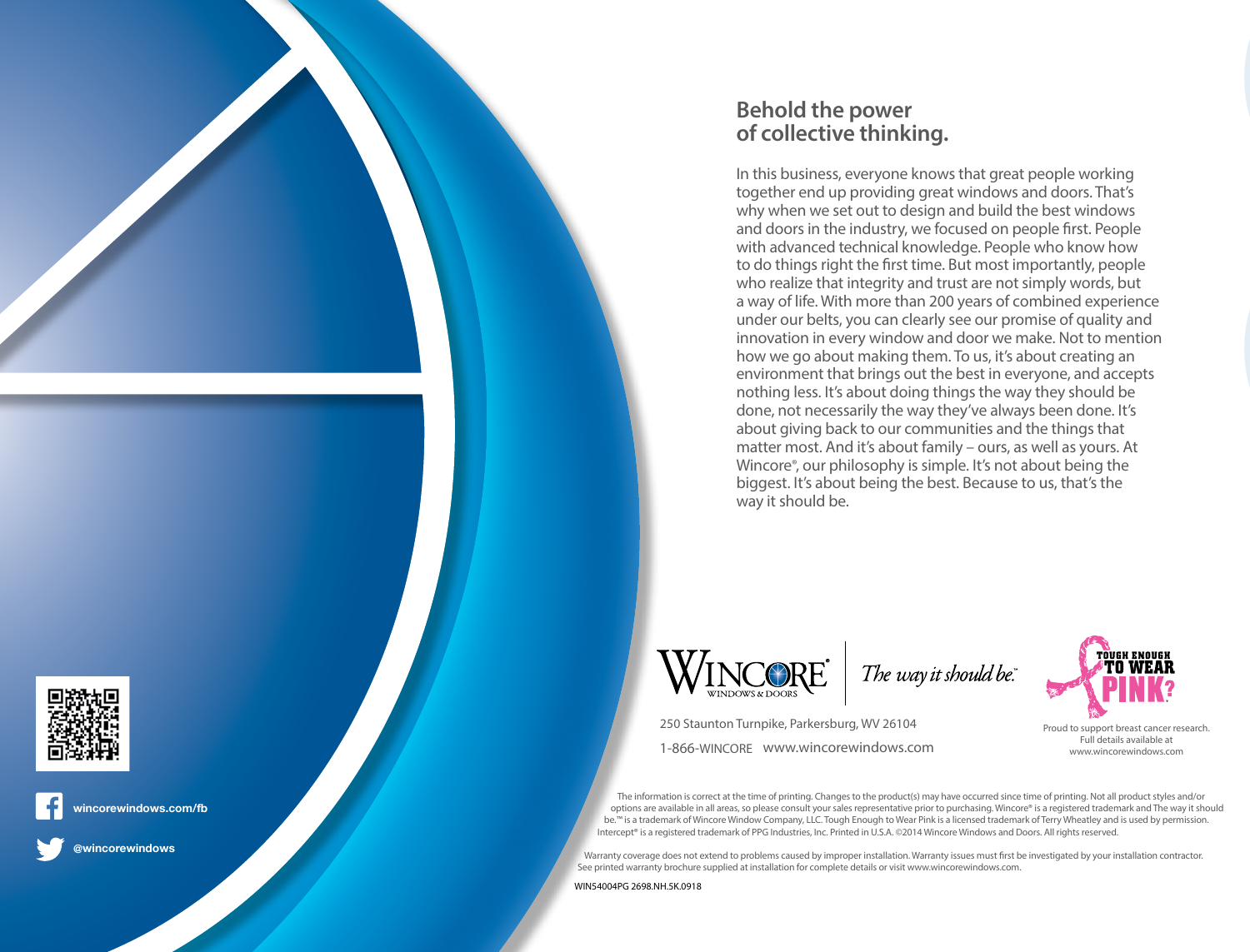## Behold the power of collective thinking.

In this business, everyone knows that great people working together end up providing great windows and doors. That's why when we set out to design and build the best windows and doors in the industry, we focused on people first. People with advanced technical knowledge. People who know how to do things right the first time. But most importantly, people who realize that integrity and trust are not simply words, but a way of life. With more than 200 years of combined experience under our belts, you can clearly see our promise of quality and innovation in every window and door we make. Not to mention how we go about making them. To us, it's about creating an environment that brings out the best in everyone, and accepts nothing less. It's about doing things the way they should be done, not necessarily the way they've always been done. It's about giving back to our communities and the things that matter most. And it's about family – ours, as well as yours. At Wincore®, our philosophy is simple. It's not about being the biggest. It's about being the best. Because to us, that's the way it should be.

WINCORE® WINDOWS & DOORS | *The way it should be.*™

250 Staunton Turnpike, Parkersburg, WV 26104

1-866-WINCORE www.wincorewindows.com

TOUGH ENOUGH TO WEAR PINK?

Proud to support breast cancer research. Full details available at www.wincorewindows.com

wincorewindows.com/fb

@wincorewindows

The information is correct at the time of printing. Changes to the product(s) may have occurred since time of printing. Not all product styles and/or options are available in all areas, so please consult your sales representative prior to purchasing. Wincore® is a registered trademark and The way it should be.™ is a trademark of Wincore Window Company, LLC. Tough Enough to Wear Pink is a licensed trademark of Terry Wheatley and is used by permission. Intercept® is a registered trademark of PPG Industries, Inc. Printed in U.S.A. ©2014 Wincore Windows and Doors. All rights reserved.

Warranty coverage does not extend to problems caused by improper installation. Warranty issues must first be investigated by your installation contractor. See printed warranty brochure supplied at installation for complete details or visit www.wincorewindows.com.

WIN54004PG 2698.NH.5K.0918